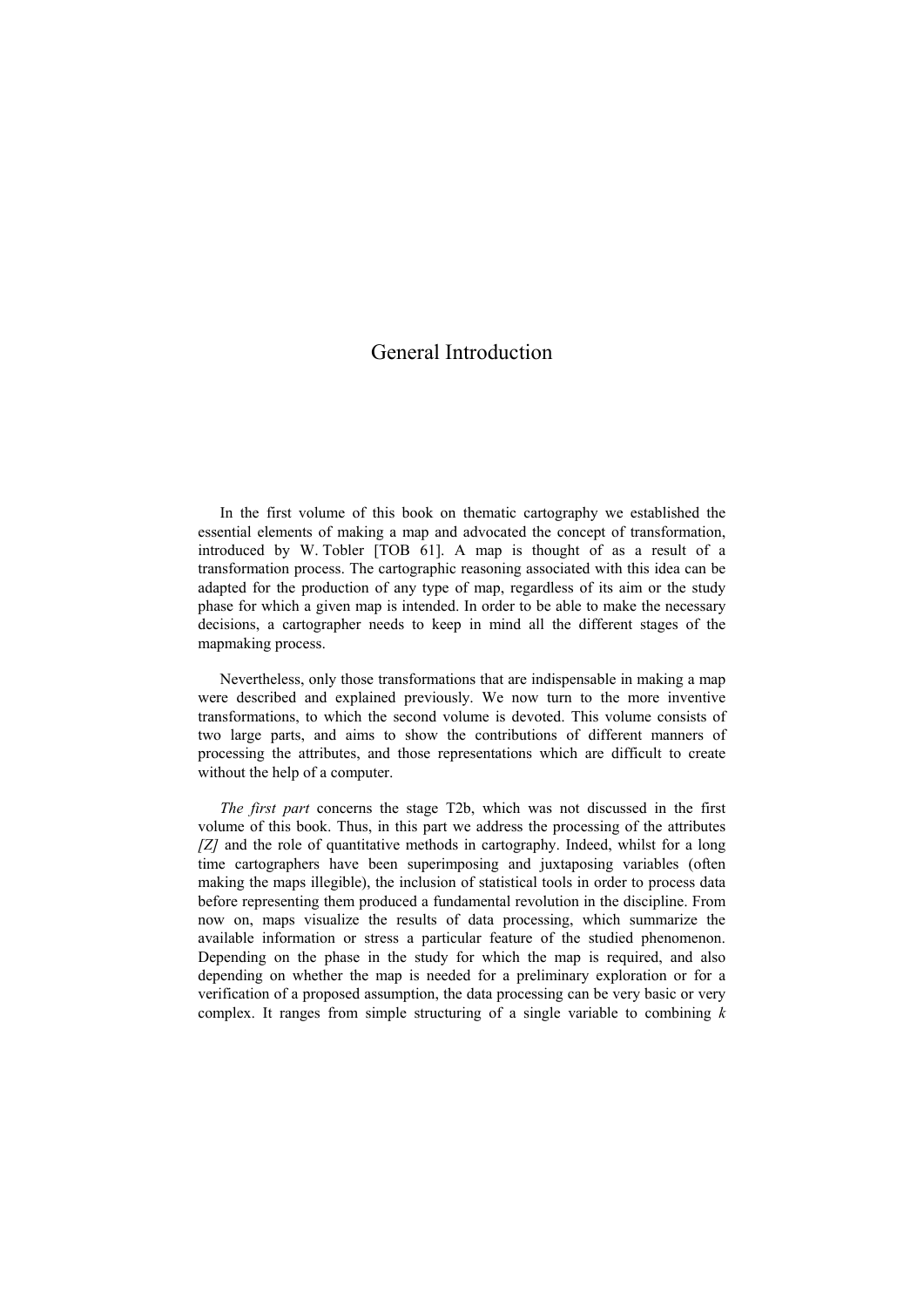# General Introduction

In the first volume of this book on thematic cartography we established the essential elements of making a map and advocated the concept of transformation, introduced by W. Tobler [TOB 61]. A map is thought of as a result of a transformation process. The cartographic reasoning associated with this idea can be adapted for the production of any type of map, regardless of its aim or the study phase for which a given map is intended. In order to be able to make the necessary decisions, a cartographer needs to keep in mind all the different stages of the mapmaking process.

Nevertheless, only those transformations that are indispensable in making a map were described and explained previously. We now turn to the more inventive transformations, to which the second volume is devoted. This volume consists of two large parts, and aims to show the contributions of different manners of processing the attributes, and those representations which are difficult to create without the help of a computer.

*The first part* concerns the stage T2b, which was not discussed in the first volume of this book. Thus, in this part we address the processing of the attributes *[Z]* and the role of quantitative methods in cartography. Indeed, whilst for a long time cartographers have been superimposing and juxtaposing variables (often making the maps illegible), the inclusion of statistical tools in order to process data before representing them produced a fundamental revolution in the discipline. From now on, maps visualize the results of data processing, which summarize the available information or stress a particular feature of the studied phenomenon. Depending on the phase in the study for which the map is required, and also depending on whether the map is needed for a preliminary exploration or for a verification of a proposed assumption, the data processing can be very basic or very complex. It ranges from simple structuring of a single variable to combining $k$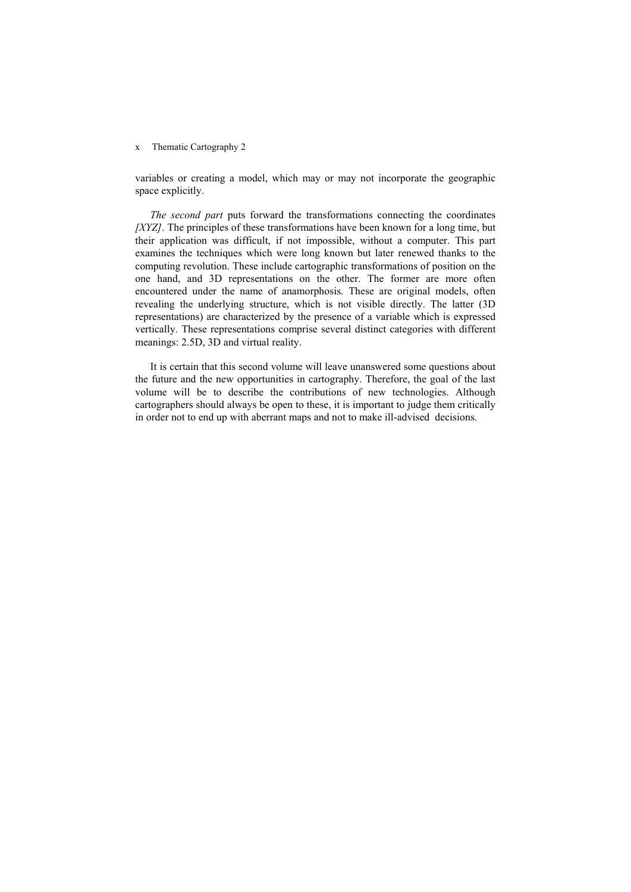variables or creating a model, which may or may not incorporate the geographic space explicitly.

*The second part* puts forward the transformations connecting the coordinates *[XYZ]*. The principles of these transformations have been known for a long time, but their application was difficult, if not impossible, without a computer. This part examines the techniques which were long known but later renewed thanks to the computing revolution. These include cartographic transformations of position on the one hand, and 3D representations on the other. The former are more often encountered under the name of anamorphosis. These are original models, often revealing the underlying structure, which is not visible directly. The latter (3D representations) are characterized by the presence of a variable which is expressed vertically. These representations comprise several distinct categories with different meanings: 2.5D, 3D and virtual reality.

It is certain that this second volume will leave unanswered some questions about the future and the new opportunities in cartography. Therefore, the goal of the last volume will be to describe the contributions of new technologies. Although cartographers should always be open to these, it is important to judge them critically in order not to end up with aberrant maps and not to make ill-advised decisions.